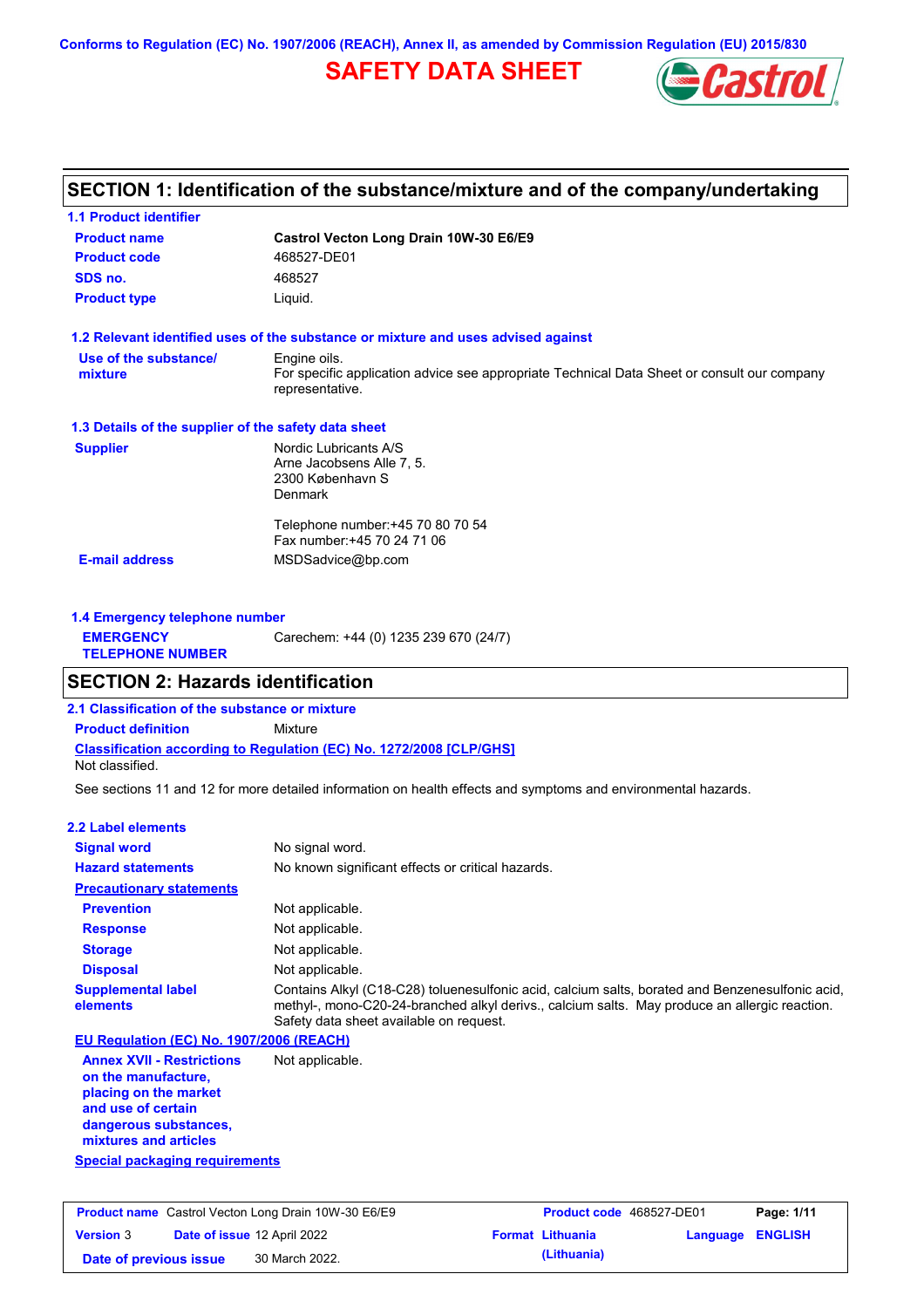Conforms to Regulation (EC) No. 1907/2006 (REACH), Annex II, as amended by Commission Regulation (EU) 2015/830

# SAFETY DATA SHEET

## SECTION 1: Identification of the substance/mixture and of the company/undertaking

### 1.1 Product identifier

| | |
|---|---|
| **Product name** | **Castrol Vecton Long Drain 10W-30 E6/E9** |
| **Product code** | 468527-DE01 |
| **SDS no.** | 468527 |
| **Product type** | Liquid. |

### 1.2 Relevant identified uses of the substance or mixture and uses advised against

**Use of the substance/ mixture**: Engine oils.
For specific application advice see appropriate Technical Data Sheet or consult our company representative.

### 1.3 Details of the supplier of the safety data sheet

**Supplier**:
Nordic Lubricants A/S
Arne Jacobsens Alle 7, 5.
2300 København S
Denmark

Telephone number:+45 70 80 70 54
Fax number:+45 70 24 71 06

**E-mail address**: MSDSadvice@bp.com

### 1.4 Emergency telephone number

**EMERGENCY TELEPHONE NUMBER**: Carechem: +44 (0) 1235 239 670 (24/7)

## SECTION 2: Hazards identification

### 2.1 Classification of the substance or mixture

**Product definition**: Mixture

**Classification according to Regulation (EC) No. 1272/2008 [CLP/GHS]**
Not classified.

See sections 11 and 12 for more detailed information on health effects and symptoms and environmental hazards.

### 2.2 Label elements

| | |
|---|---|
| **Signal word** | No signal word. |
| **Hazard statements** | No known significant effects or critical hazards. |

**Precautionary statements**

| | |
|---|---|
| **Prevention** | Not applicable. |
| **Response** | Not applicable. |
| **Storage** | Not applicable. |
| **Disposal** | Not applicable. |
| **Supplemental label elements** | Contains Alkyl (C18-C28) toluenesulfonic acid, calcium salts, borated and Benzenesulfonic acid, methyl-, mono-C20-24-branched alkyl derivs., calcium salts. May produce an allergic reaction. Safety data sheet available on request. |

**EU Regulation (EC) No. 1907/2006 (REACH)**

**Annex XVII - Restrictions on the manufacture, placing on the market and use of certain dangerous substances, mixtures and articles**: Not applicable.

**Special packaging requirements**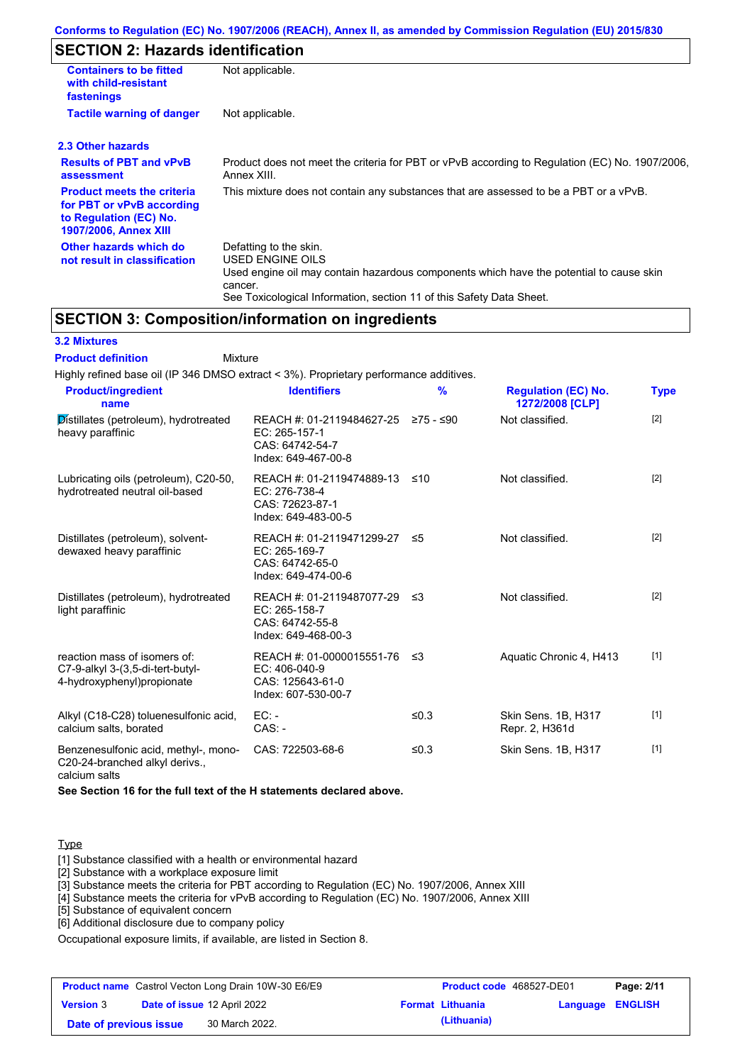Conforms to Regulation (EC) No. 1907/2006 (REACH), Annex II, as amended by Commission Regulation (EU) 2015/830

## SECTION 2: Hazards identification

| | |
|---|---|
| **Containers to be fitted with child-resistant fastenings** | Not applicable. |
| **Tactile warning of danger** | Not applicable. |

### 2.3 Other hazards

| | |
|---|---|
| **Results of PBT and vPvB assessment** | Product does not meet the criteria for PBT or vPvB according to Regulation (EC) No. 1907/2006, Annex XIII. |
| **Product meets the criteria for PBT or vPvB according to Regulation (EC) No. 1907/2006, Annex XIII** | This mixture does not contain any substances that are assessed to be a PBT or a vPvB. |
| **Other hazards which do not result in classification** | Defatting to the skin.<br>USED ENGINE OILS<br>Used engine oil may contain hazardous components which have the potential to cause skin cancer.<br>See Toxicological Information, section 11 of this Safety Data Sheet. |

## SECTION 3: Composition/information on ingredients

### 3.2 Mixtures

**Product definition** Mixture

Highly refined base oil (IP 346 DMSO extract < 3%). Proprietary performance additives.

| Product/ingredient name | Identifiers | % | Regulation (EC) No. 1272/2008 [CLP] | Type |
|---|---|---|---|---|
| Distillates (petroleum), hydrotreated heavy paraffinic | REACH #: 01-2119484627-25<br>EC: 265-157-1<br>CAS: 64742-54-7<br>Index: 649-467-00-8 | ≥75 - ≤90 | Not classified. | [2] |
| Lubricating oils (petroleum), C20-50, hydrotreated neutral oil-based | REACH #: 01-2119474889-13<br>EC: 276-738-4<br>CAS: 72623-87-1<br>Index: 649-483-00-5 | ≤10 | Not classified. | [2] |
| Distillates (petroleum), solvent-dewaxed heavy paraffinic | REACH #: 01-2119471299-27<br>EC: 265-169-7<br>CAS: 64742-65-0<br>Index: 649-474-00-6 | ≤5 | Not classified. | [2] |
| Distillates (petroleum), hydrotreated light paraffinic | REACH #: 01-2119487077-29<br>EC: 265-158-7<br>CAS: 64742-55-8<br>Index: 649-468-00-3 | ≤3 | Not classified. | [2] |
| reaction mass of isomers of: C7-9-alkyl 3-(3,5-di-tert-butyl-4-hydroxyphenyl)propionate | REACH #: 01-0000015551-76<br>EC: 406-040-9<br>CAS: 125643-61-0<br>Index: 607-530-00-7 | ≤3 | Aquatic Chronic 4, H413 | [1] |
| Alkyl (C18-C28) toluenesulfonic acid, calcium salts, borated | EC: -<br>CAS: - | ≤0.3 | Skin Sens. 1B, H317<br>Repr. 2, H361d | [1] |
| Benzenesulfonic acid, methyl-, mono-C20-24-branched alkyl derivs., calcium salts | CAS: 722503-68-6 | ≤0.3 | Skin Sens. 1B, H317 | [1] |

**See Section 16 for the full text of the H statements declared above.**

Type

[1] Substance classified with a health or environmental hazard
[2] Substance with a workplace exposure limit
[3] Substance meets the criteria for PBT according to Regulation (EC) No. 1907/2006, Annex XIII
[4] Substance meets the criteria for vPvB according to Regulation (EC) No. 1907/2006, Annex XIII
[5] Substance of equivalent concern
[6] Additional disclosure due to company policy

Occupational exposure limits, if available, are listed in Section 8.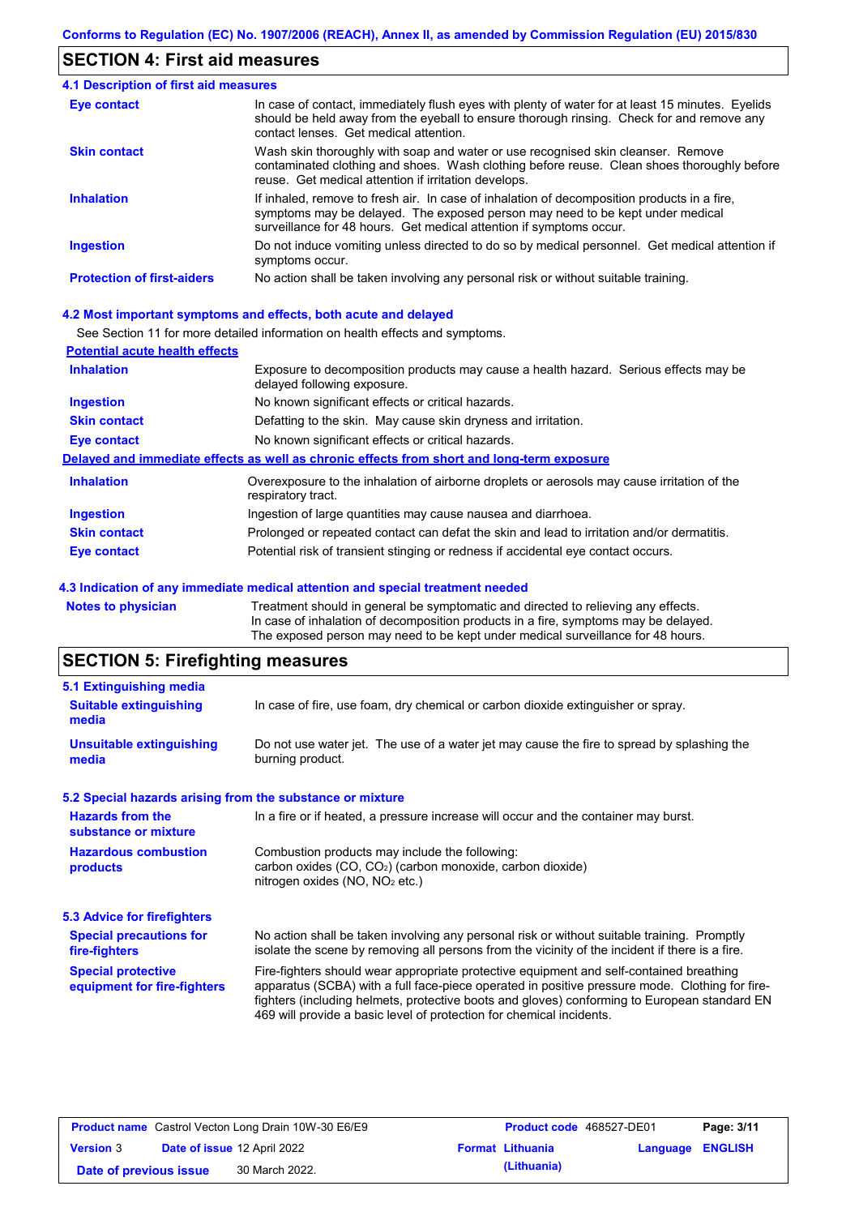## SECTION 4: First aid measures

### 4.1 Description of first aid measures

| | |
|---|---|
| **Eye contact** | In case of contact, immediately flush eyes with plenty of water for at least 15 minutes. Eyelids should be held away from the eyeball to ensure thorough rinsing. Check for and remove any contact lenses. Get medical attention. |
| **Skin contact** | Wash skin thoroughly with soap and water or use recognised skin cleanser. Remove contaminated clothing and shoes. Wash clothing before reuse. Clean shoes thoroughly before reuse. Get medical attention if irritation develops. |
| **Inhalation** | If inhaled, remove to fresh air. In case of inhalation of decomposition products in a fire, symptoms may be delayed. The exposed person may need to be kept under medical surveillance for 48 hours. Get medical attention if symptoms occur. |
| **Ingestion** | Do not induce vomiting unless directed to do so by medical personnel. Get medical attention if symptoms occur. |
| **Protection of first-aiders** | No action shall be taken involving any personal risk or without suitable training. |

### 4.2 Most important symptoms and effects, both acute and delayed

See Section 11 for more detailed information on health effects and symptoms.

**Potential acute health effects**

| | |
|---|---|
| **Inhalation** | Exposure to decomposition products may cause a health hazard. Serious effects may be delayed following exposure. |
| **Ingestion** | No known significant effects or critical hazards. |
| **Skin contact** | Defatting to the skin. May cause skin dryness and irritation. |
| **Eye contact** | No known significant effects or critical hazards. |

**Delayed and immediate effects as well as chronic effects from short and long-term exposure**

| | |
|---|---|
| **Inhalation** | Overexposure to the inhalation of airborne droplets or aerosols may cause irritation of the respiratory tract. |
| **Ingestion** | Ingestion of large quantities may cause nausea and diarrhoea. |
| **Skin contact** | Prolonged or repeated contact can defat the skin and lead to irritation and/or dermatitis. |
| **Eye contact** | Potential risk of transient stinging or redness if accidental eye contact occurs. |

### 4.3 Indication of any immediate medical attention and special treatment needed

| | |
|---|---|
| **Notes to physician** | Treatment should in general be symptomatic and directed to relieving any effects. In case of inhalation of decomposition products in a fire, symptoms may be delayed. The exposed person may need to be kept under medical surveillance for 48 hours. |

## SECTION 5: Firefighting measures

### 5.1 Extinguishing media

| | |
|---|---|
| **Suitable extinguishing media** | In case of fire, use foam, dry chemical or carbon dioxide extinguisher or spray. |
| **Unsuitable extinguishing media** | Do not use water jet. The use of a water jet may cause the fire to spread by splashing the burning product. |

### 5.2 Special hazards arising from the substance or mixture

| | |
|---|---|
| **Hazards from the substance or mixture** | In a fire or if heated, a pressure increase will occur and the container may burst. |
| **Hazardous combustion products** | Combustion products may include the following: carbon oxides ($CO$, $CO_2$) (carbon monoxide, carbon dioxide) nitrogen oxides ($NO$, $NO_2$ etc.) |

### 5.3 Advice for firefighters

| | |
|---|---|
| **Special precautions for fire-fighters** | No action shall be taken involving any personal risk or without suitable training. Promptly isolate the scene by removing all persons from the vicinity of the incident if there is a fire. |
| **Special protective equipment for fire-fighters** | Fire-fighters should wear appropriate protective equipment and self-contained breathing apparatus (SCBA) with a full face-piece operated in positive pressure mode. Clothing for fire-fighters (including helmets, protective boots and gloves) conforming to European standard EN 469 will provide a basic level of protection for chemical incidents. |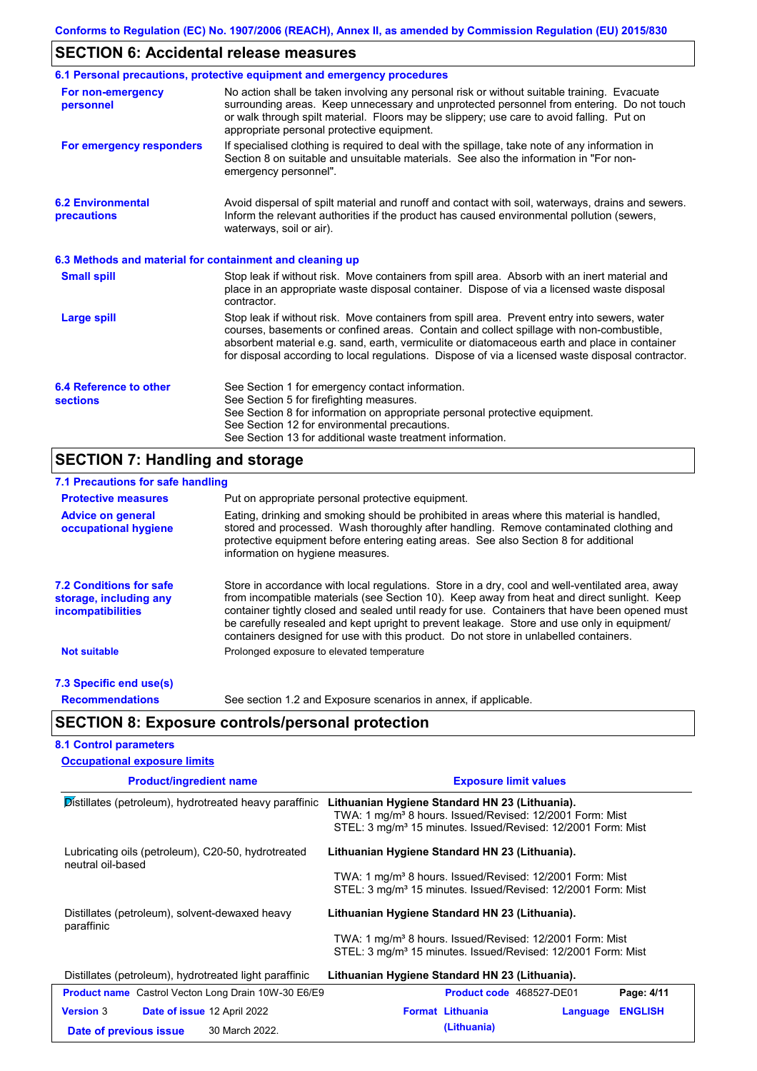## SECTION 6: Accidental release measures

### 6.1 Personal precautions, protective equipment and emergency procedures

**For non-emergency personnel**

No action shall be taken involving any personal risk or without suitable training. Evacuate surrounding areas. Keep unnecessary and unprotected personnel from entering. Do not touch or walk through spilt material. Floors may be slippery; use care to avoid falling. Put on appropriate personal protective equipment.

**For emergency responders**

If specialised clothing is required to deal with the spillage, take note of any information in Section 8 on suitable and unsuitable materials. See also the information in "For non-emergency personnel".

### 6.2 Environmental precautions

Avoid dispersal of spilt material and runoff and contact with soil, waterways, drains and sewers. Inform the relevant authorities if the product has caused environmental pollution (sewers, waterways, soil or air).

### 6.3 Methods and material for containment and cleaning up

**Small spill**

Stop leak if without risk. Move containers from spill area. Absorb with an inert material and place in an appropriate waste disposal container. Dispose of via a licensed waste disposal contractor.

**Large spill**

Stop leak if without risk. Move containers from spill area. Prevent entry into sewers, water courses, basements or confined areas. Contain and collect spillage with non-combustible, absorbent material e.g. sand, earth, vermiculite or diatomaceous earth and place in container for disposal according to local regulations. Dispose of via a licensed waste disposal contractor.

### 6.4 Reference to other sections

See Section 1 for emergency contact information.
See Section 5 for firefighting measures.
See Section 8 for information on appropriate personal protective equipment.
See Section 12 for environmental precautions.
See Section 13 for additional waste treatment information.

## SECTION 7: Handling and storage

### 7.1 Precautions for safe handling

**Protective measures**

Put on appropriate personal protective equipment.

**Advice on general occupational hygiene**

Eating, drinking and smoking should be prohibited in areas where this material is handled, stored and processed. Wash thoroughly after handling. Remove contaminated clothing and protective equipment before entering eating areas. See also Section 8 for additional information on hygiene measures.

### 7.2 Conditions for safe storage, including any incompatibilities

Store in accordance with local regulations. Store in a dry, cool and well-ventilated area, away from incompatible materials (see Section 10). Keep away from heat and direct sunlight. Keep container tightly closed and sealed until ready for use. Containers that have been opened must be carefully resealed and kept upright to prevent leakage. Store and use only in equipment/ containers designed for use with this product. Do not store in unlabelled containers.

**Not suitable**

Prolonged exposure to elevated temperature

### 7.3 Specific end use(s)

**Recommendations**

See section 1.2 and Exposure scenarios in annex, if applicable.

## SECTION 8: Exposure controls/personal protection

### 8.1 Control parameters

**Occupational exposure limits**

| Product/ingredient name | Exposure limit values |
|---|---|
| Distillates (petroleum), hydrotreated heavy paraffinic | **Lithuanian Hygiene Standard HN 23 (Lithuania).**<br>TWA: 1 mg/m³ 8 hours. Issued/Revised: 12/2001 Form: Mist<br>STEL: 3 mg/m³ 15 minutes. Issued/Revised: 12/2001 Form: Mist |
| Lubricating oils (petroleum), C20-50, hydrotreated neutral oil-based | **Lithuanian Hygiene Standard HN 23 (Lithuania).**<br>TWA: 1 mg/m³ 8 hours. Issued/Revised: 12/2001 Form: Mist<br>STEL: 3 mg/m³ 15 minutes. Issued/Revised: 12/2001 Form: Mist |
| Distillates (petroleum), solvent-dewaxed heavy paraffinic | **Lithuanian Hygiene Standard HN 23 (Lithuania).**<br>TWA: 1 mg/m³ 8 hours. Issued/Revised: 12/2001 Form: Mist<br>STEL: 3 mg/m³ 15 minutes. Issued/Revised: 12/2001 Form: Mist |
| Distillates (petroleum), hydrotreated light paraffinic | **Lithuanian Hygiene Standard HN 23 (Lithuania).** |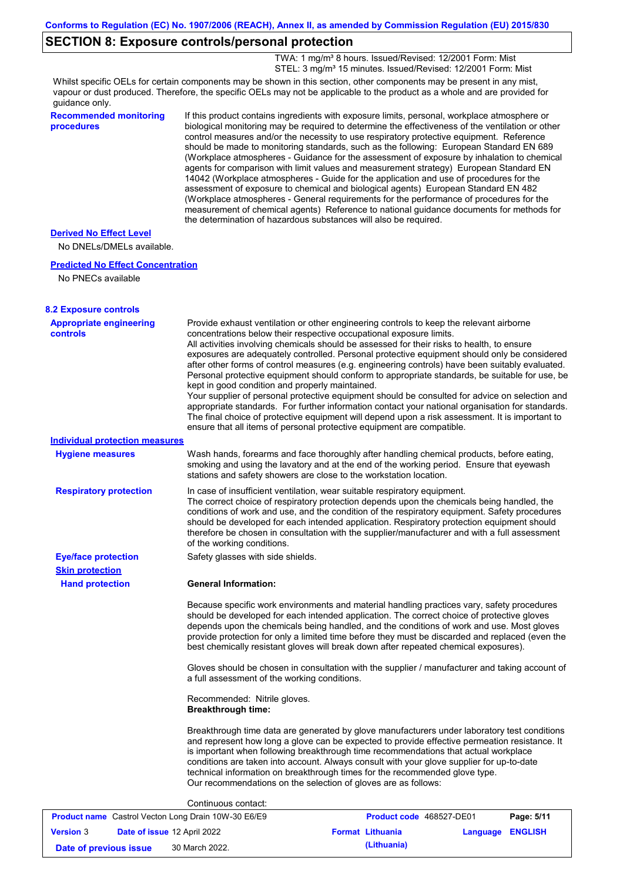## SECTION 8: Exposure controls/personal protection

TWA: 1 mg/m³ 8 hours. Issued/Revised: 12/2001 Form: Mist
STEL: 3 mg/m³ 15 minutes. Issued/Revised: 12/2001 Form: Mist

Whilst specific OELs for certain components may be shown in this section, other components may be present in any mist, vapour or dust produced. Therefore, the specific OELs may not be applicable to the product as a whole and are provided for guidance only.

**Recommended monitoring procedures**

If this product contains ingredients with exposure limits, personal, workplace atmosphere or biological monitoring may be required to determine the effectiveness of the ventilation or other control measures and/or the necessity to use respiratory protective equipment. Reference should be made to monitoring standards, such as the following: European Standard EN 689 (Workplace atmospheres - Guidance for the assessment of exposure by inhalation to chemical agents for comparison with limit values and measurement strategy) European Standard EN 14042 (Workplace atmospheres - Guide for the application and use of procedures for the assessment of exposure to chemical and biological agents) European Standard EN 482 (Workplace atmospheres - General requirements for the performance of procedures for the measurement of chemical agents) Reference to national guidance documents for methods for the determination of hazardous substances will also be required.

**Derived No Effect Level**

No DNELs/DMELs available.

**Predicted No Effect Concentration**

No PNECs available

### 8.2 Exposure controls

**Appropriate engineering controls**

Provide exhaust ventilation or other engineering controls to keep the relevant airborne concentrations below their respective occupational exposure limits.
All activities involving chemicals should be assessed for their risks to health, to ensure exposures are adequately controlled. Personal protective equipment should only be considered after other forms of control measures (e.g. engineering controls) have been suitably evaluated. Personal protective equipment should conform to appropriate standards, be suitable for use, be kept in good condition and properly maintained.
Your supplier of personal protective equipment should be consulted for advice on selection and appropriate standards. For further information contact your national organisation for standards. The final choice of protective equipment will depend upon a risk assessment. It is important to ensure that all items of personal protective equipment are compatible.

**Individual protection measures**

**Hygiene measures**

Wash hands, forearms and face thoroughly after handling chemical products, before eating, smoking and using the lavatory and at the end of the working period. Ensure that eyewash stations and safety showers are close to the workstation location.

**Respiratory protection**

In case of insufficient ventilation, wear suitable respiratory equipment.
The correct choice of respiratory protection depends upon the chemicals being handled, the conditions of work and use, and the condition of the respiratory equipment. Safety procedures should be developed for each intended application. Respiratory protection equipment should therefore be chosen in consultation with the supplier/manufacturer and with a full assessment of the working conditions.

**Eye/face protection**

Safety glasses with side shields.

**Skin protection**

**Hand protection**

**General Information:**

Because specific work environments and material handling practices vary, safety procedures should be developed for each intended application. The correct choice of protective gloves depends upon the chemicals being handled, and the conditions of work and use. Most gloves provide protection for only a limited time before they must be discarded and replaced (even the best chemically resistant gloves will break down after repeated chemical exposures).

Gloves should be chosen in consultation with the supplier / manufacturer and taking account of a full assessment of the working conditions.

Recommended: Nitrile gloves.
**Breakthrough time:**

Breakthrough time data are generated by glove manufacturers under laboratory test conditions and represent how long a glove can be expected to provide effective permeation resistance. It is important when following breakthrough time recommendations that actual workplace conditions are taken into account. Always consult with your glove supplier for up-to-date technical information on breakthrough times for the recommended glove type.
Our recommendations on the selection of gloves are as follows:

Continuous contact: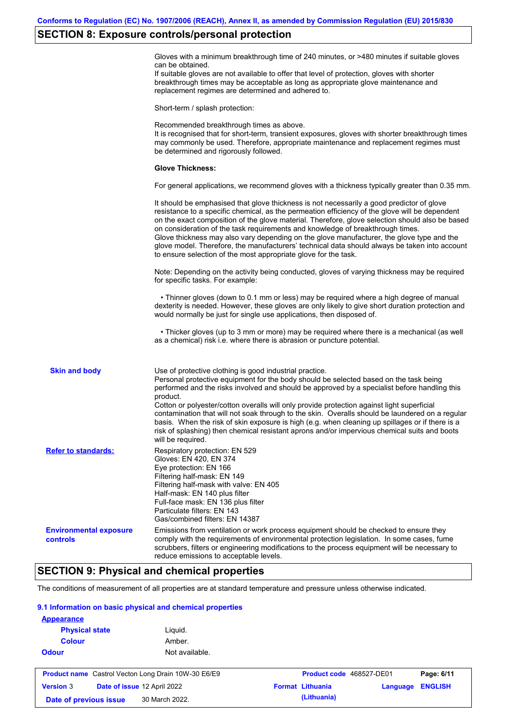## SECTION 8: Exposure controls/personal protection

Gloves with a minimum breakthrough time of 240 minutes, or >480 minutes if suitable gloves can be obtained.
If suitable gloves are not available to offer that level of protection, gloves with shorter breakthrough times may be acceptable as long as appropriate glove maintenance and replacement regimes are determined and adhered to.

Short-term / splash protection:

Recommended breakthrough times as above.
It is recognised that for short-term, transient exposures, gloves with shorter breakthrough times may commonly be used. Therefore, appropriate maintenance and replacement regimes must be determined and rigorously followed.

**Glove Thickness:**

For general applications, we recommend gloves with a thickness typically greater than 0.35 mm.

It should be emphasised that glove thickness is not necessarily a good predictor of glove resistance to a specific chemical, as the permeation efficiency of the glove will be dependent on the exact composition of the glove material. Therefore, glove selection should also be based on consideration of the task requirements and knowledge of breakthrough times.
Glove thickness may also vary depending on the glove manufacturer, the glove type and the glove model. Therefore, the manufacturers' technical data should always be taken into account to ensure selection of the most appropriate glove for the task.

Note: Depending on the activity being conducted, gloves of varying thickness may be required for specific tasks. For example:

• Thinner gloves (down to 0.1 mm or less) may be required where a high degree of manual dexterity is needed. However, these gloves are only likely to give short duration protection and would normally be just for single use applications, then disposed of.

• Thicker gloves (up to 3 mm or more) may be required where there is a mechanical (as well as a chemical) risk i.e. where there is abrasion or puncture potential.

**Skin and body**

Use of protective clothing is good industrial practice.
Personal protective equipment for the body should be selected based on the task being performed and the risks involved and should be approved by a specialist before handling this product.
Cotton or polyester/cotton overalls will only provide protection against light superficial contamination that will not soak through to the skin. Overalls should be laundered on a regular basis. When the risk of skin exposure is high (e.g. when cleaning up spillages or if there is a risk of splashing) then chemical resistant aprons and/or impervious chemical suits and boots will be required.

**Refer to standards:**

Respiratory protection: EN 529
Gloves: EN 420, EN 374
Eye protection: EN 166
Filtering half-mask: EN 149
Filtering half-mask with valve: EN 405
Half-mask: EN 140 plus filter
Full-face mask: EN 136 plus filter
Particulate filters: EN 143
Gas/combined filters: EN 14387

**Environmental exposure controls**

Emissions from ventilation or work process equipment should be checked to ensure they comply with the requirements of environmental protection legislation. In some cases, fume scrubbers, filters or engineering modifications to the process equipment will be necessary to reduce emissions to acceptable levels.

## SECTION 9: Physical and chemical properties

The conditions of measurement of all properties are at standard temperature and pressure unless otherwise indicated.

### 9.1 Information on basic physical and chemical properties

**Appearance**

| | |
|---|---|
| **Physical state** | Liquid. |
| **Colour** | Amber. |
| **Odour** | Not available. |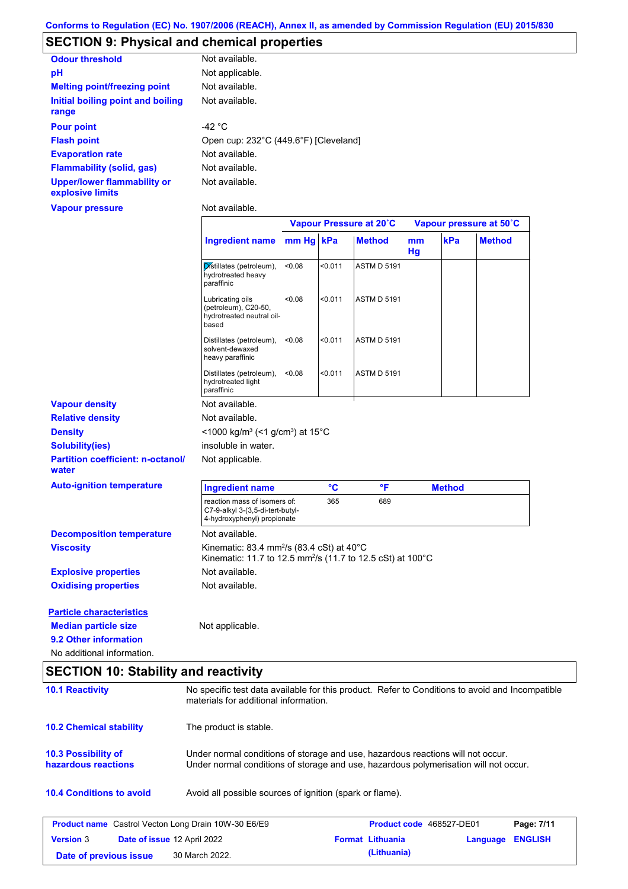Conforms to Regulation (EC) No. 1907/2006 (REACH), Annex II, as amended by Commission Regulation (EU) 2015/830

## SECTION 9: Physical and chemical properties

**Odour threshold**: Not available.

**pH**: Not applicable.

**Melting point/freezing point**: Not available.

**Initial boiling point and boiling range**: Not available.

**Pour point**: -42 °C

**Flash point**: Open cup: 232°C (449.6°F) [Cleveland]

**Evaporation rate**: Not available.

**Flammability (solid, gas)**: Not available.

**Upper/lower flammability or explosive limits**: Not available.

**Vapour pressure**: Not available.

| | Vapour Pressure at 20˚C | | | Vapour pressure at 50˚C | | |
|---|---|---|---|---|---|---|
| **Ingredient name** | **mm Hg** | **kPa** | **Method** | **mm Hg** | **kPa** | **Method** |
| Distillates (petroleum), hydrotreated heavy paraffinic | <0.08 | <0.011 | ASTM D 5191 | | | |
| Lubricating oils (petroleum), C20-50, hydrotreated neutral oil-based | <0.08 | <0.011 | ASTM D 5191 | | | |
| Distillates (petroleum), solvent-dewaxed heavy paraffinic | <0.08 | <0.011 | ASTM D 5191 | | | |
| Distillates (petroleum), hydrotreated light paraffinic | <0.08 | <0.011 | ASTM D 5191 | | | |

**Vapour density**: Not available.

**Relative density**: Not available.

**Density**: <1000 kg/m³ (<1 g/cm³) at 15°C

**Solubility(ies)**: insoluble in water.

**Partition coefficient: n-octanol/water**: Not applicable.

**Auto-ignition temperature**:

| Ingredient name | °C | °F | Method |
|---|---|---|---|
| reaction mass of isomers of: C7-9-alkyl 3-(3,5-di-tert-butyl-4-hydroxyphenyl) propionate | 365 | 689 | |

**Decomposition temperature**: Not available.

**Viscosity**: Kinematic: 83.4 mm²/s (83.4 cSt) at 40°C
Kinematic: 11.7 to 12.5 mm²/s (11.7 to 12.5 cSt) at 100°C

**Explosive properties**: Not available.

**Oxidising properties**: Not available.

**Particle characteristics**

**Median particle size**: Not applicable.

**9.2 Other information**

No additional information.

## SECTION 10: Stability and reactivity

**10.1 Reactivity**: No specific test data available for this product. Refer to Conditions to avoid and Incompatible materials for additional information.

**10.2 Chemical stability**: The product is stable.

**10.3 Possibility of hazardous reactions**: Under normal conditions of storage and use, hazardous reactions will not occur.
Under normal conditions of storage and use, hazardous polymerisation will not occur.

**10.4 Conditions to avoid**: Avoid all possible sources of ignition (spark or flame).

| **Product name** Castrol Vecton Long Drain 10W-30 E6/E9 | **Product code** 468527-DE01 | |
|---|---|---|
| **Version** 3 **Date of issue** 12 April 2022 | **Format** Lithuania (Lithuania) | **Language** ENGLISH |
| **Date of previous issue** 30 March 2022. | | |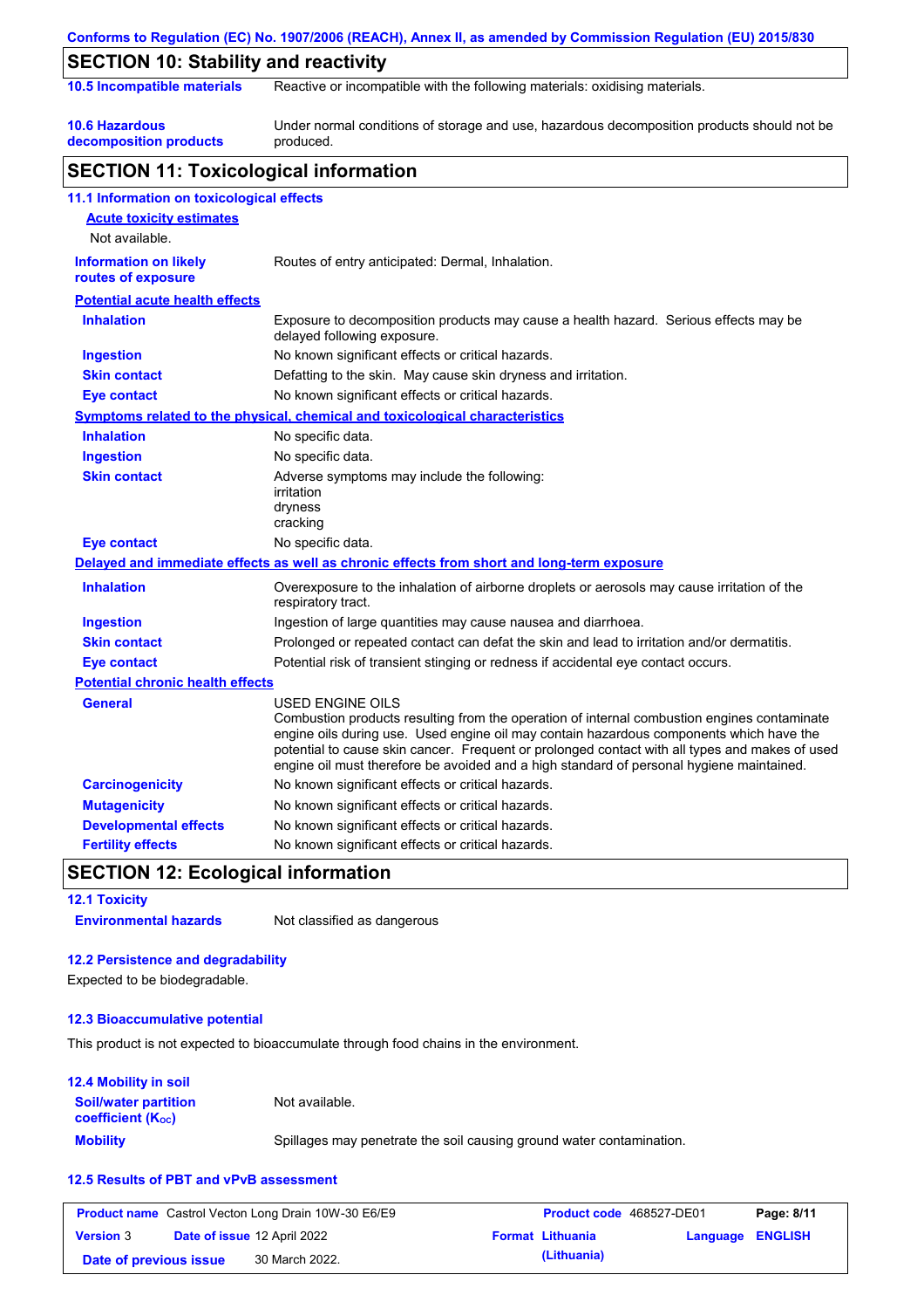## SECTION 10: Stability and reactivity

| | |
|---|---|
| **10.5 Incompatible materials** | Reactive or incompatible with the following materials: oxidising materials. |
| **10.6 Hazardous decomposition products** | Under normal conditions of storage and use, hazardous decomposition products should not be produced. |

## SECTION 11: Toxicological information

### 11.1 Information on toxicological effects

**Acute toxicity estimates**

Not available.

| | |
|---|---|
| **Information on likely routes of exposure** | Routes of entry anticipated: Dermal, Inhalation. |

**Potential acute health effects**

| | |
|---|---|
| **Inhalation** | Exposure to decomposition products may cause a health hazard. Serious effects may be delayed following exposure. |
| **Ingestion** | No known significant effects or critical hazards. |
| **Skin contact** | Defatting to the skin. May cause skin dryness and irritation. |
| **Eye contact** | No known significant effects or critical hazards. |

**Symptoms related to the physical, chemical and toxicological characteristics**

| | |
|---|---|
| **Inhalation** | No specific data. |
| **Ingestion** | No specific data. |
| **Skin contact** | Adverse symptoms may include the following:<br>irritation<br>dryness<br>cracking |
| **Eye contact** | No specific data. |

**Delayed and immediate effects as well as chronic effects from short and long-term exposure**

| | |
|---|---|
| **Inhalation** | Overexposure to the inhalation of airborne droplets or aerosols may cause irritation of the respiratory tract. |
| **Ingestion** | Ingestion of large quantities may cause nausea and diarrhoea. |
| **Skin contact** | Prolonged or repeated contact can defat the skin and lead to irritation and/or dermatitis. |
| **Eye contact** | Potential risk of transient stinging or redness if accidental eye contact occurs. |

**Potential chronic health effects**

| | |
|---|---|
| **General** | USED ENGINE OILS<br>Combustion products resulting from the operation of internal combustion engines contaminate engine oils during use. Used engine oil may contain hazardous components which have the potential to cause skin cancer. Frequent or prolonged contact with all types and makes of used engine oil must therefore be avoided and a high standard of personal hygiene maintained. |
| **Carcinogenicity** | No known significant effects or critical hazards. |
| **Mutagenicity** | No known significant effects or critical hazards. |
| **Developmental effects** | No known significant effects or critical hazards. |
| **Fertility effects** | No known significant effects or critical hazards. |

## SECTION 12: Ecological information

### 12.1 Toxicity

| | |
|---|---|
| **Environmental hazards** | Not classified as dangerous |

### 12.2 Persistence and degradability

Expected to be biodegradable.

### 12.3 Bioaccumulative potential

This product is not expected to bioaccumulate through food chains in the environment.

### 12.4 Mobility in soil

| | |
|---|---|
| **Soil/water partition coefficient ($K_{OC}$)** | Not available. |
| **Mobility** | Spillages may penetrate the soil causing ground water contamination. |

### 12.5 Results of PBT and vPvB assessment

| | | | |
|---|---|---|---|
| **Product name** Castrol Vecton Long Drain 10W-30 E6/E9 | | **Product code** 468527-DE01 | |
| **Version** 3 | **Date of issue** 12 April 2022 | **Format** Lithuania (Lithuania) | **Language** ENGLISH |
| **Date of previous issue** | 30 March 2022. | | |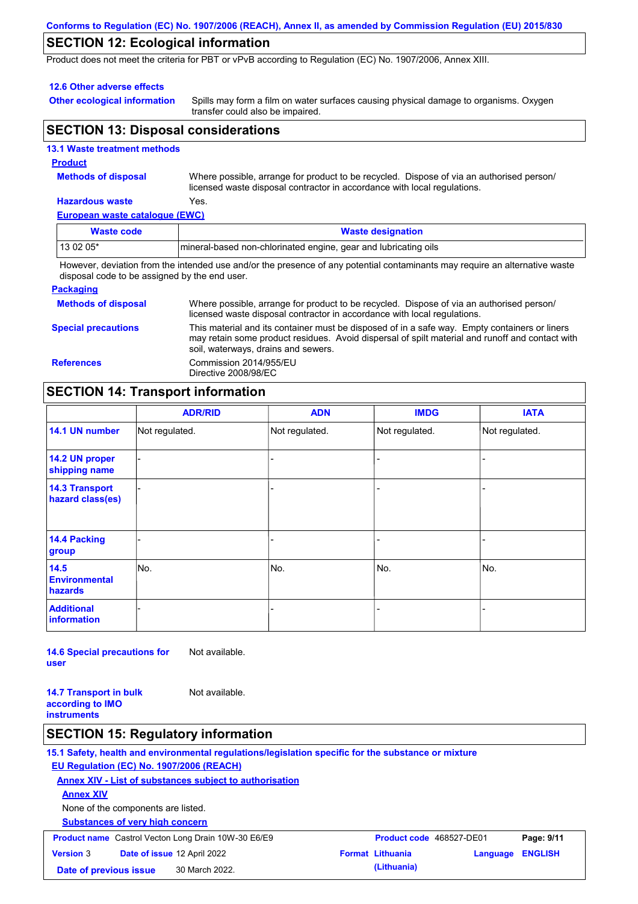## SECTION 12: Ecological information

Product does not meet the criteria for PBT or vPvB according to Regulation (EC) No. 1907/2006, Annex XIII.

### 12.6 Other adverse effects

**Other ecological information**: Spills may form a film on water surfaces causing physical damage to organisms. Oxygen transfer could also be impaired.

## SECTION 13: Disposal considerations

### 13.1 Waste treatment methods

**Product**

**Methods of disposal**: Where possible, arrange for product to be recycled. Dispose of via an authorised person/ licensed waste disposal contractor in accordance with local regulations.

**Hazardous waste**: Yes.

**European waste catalogue (EWC)**

| Waste code | Waste designation |
|---|---|
| 13 02 05* | mineral-based non-chlorinated engine, gear and lubricating oils |

However, deviation from the intended use and/or the presence of any potential contaminants may require an alternative waste disposal code to be assigned by the end user.

**Packaging**

**Methods of disposal**: Where possible, arrange for product to be recycled. Dispose of via an authorised person/ licensed waste disposal contractor in accordance with local regulations.

**Special precautions**: This material and its container must be disposed of in a safe way. Empty containers or liners may retain some product residues. Avoid dispersal of spilt material and runoff and contact with soil, waterways, drains and sewers.

**References**: Commission 2014/955/EU
Directive 2008/98/EC

## SECTION 14: Transport information

| | ADR/RID | ADN | IMDG | IATA |
|---|---|---|---|---|
| 14.1 UN number | Not regulated. | Not regulated. | Not regulated. | Not regulated. |
| 14.2 UN proper shipping name | - | - | - | - |
| 14.3 Transport hazard class(es) | - | - | - | - |
| 14.4 Packing group | - | - | - | - |
| 14.5 Environmental hazards | No. | No. | No. | No. |
| Additional information | - | - | - | - |

**14.6 Special precautions for user**: Not available.

**14.7 Transport in bulk according to IMO instruments**: Not available.

## SECTION 15: Regulatory information

### 15.1 Safety, health and environmental regulations/legislation specific for the substance or mixture

**EU Regulation (EC) No. 1907/2006 (REACH)**

**Annex XIV - List of substances subject to authorisation**

**Annex XIV**

None of the components are listed.

**Substances of very high concern**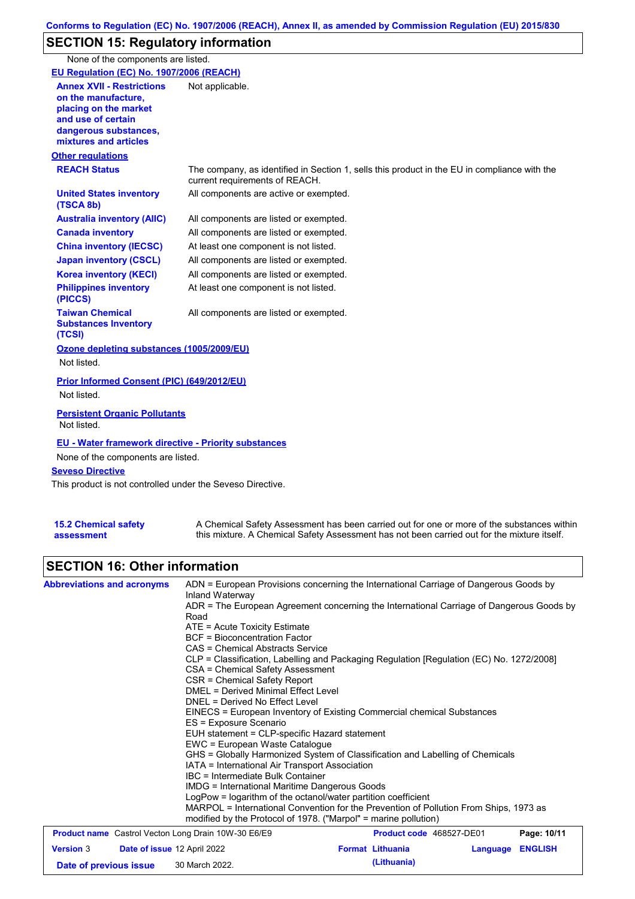## SECTION 15: Regulatory information

None of the components are listed.

**EU Regulation (EC) No. 1907/2006 (REACH)**

| | |
|---|---|
| **Annex XVII - Restrictions on the manufacture, placing on the market and use of certain dangerous substances, mixtures and articles** | Not applicable. |

**Other regulations**

| | |
|---|---|
| **REACH Status** | The company, as identified in Section 1, sells this product in the EU in compliance with the current requirements of REACH. |
| **United States inventory (TSCA 8b)** | All components are active or exempted. |
| **Australia inventory (AIIC)** | All components are listed or exempted. |
| **Canada inventory** | All components are listed or exempted. |
| **China inventory (IECSC)** | At least one component is not listed. |
| **Japan inventory (CSCL)** | All components are listed or exempted. |
| **Korea inventory (KECI)** | All components are listed or exempted. |
| **Philippines inventory (PICCS)** | At least one component is not listed. |
| **Taiwan Chemical Substances Inventory (TCSI)** | All components are listed or exempted. |

**Ozone depleting substances (1005/2009/EU)**

Not listed.

**Prior Informed Consent (PIC) (649/2012/EU)**

Not listed.

**Persistent Organic Pollutants**

Not listed.

**EU - Water framework directive - Priority substances**

None of the components are listed.

**Seveso Directive**

This product is not controlled under the Seveso Directive.

| | |
|---|---|
| **15.2 Chemical safety assessment** | A Chemical Safety Assessment has been carried out for one or more of the substances within this mixture. A Chemical Safety Assessment has not been carried out for the mixture itself. |

## SECTION 16: Other information

**Abbreviations and acronyms**

ADN = European Provisions concerning the International Carriage of Dangerous Goods by Inland Waterway
ADR = The European Agreement concerning the International Carriage of Dangerous Goods by Road
ATE = Acute Toxicity Estimate
BCF = Bioconcentration Factor
CAS = Chemical Abstracts Service
CLP = Classification, Labelling and Packaging Regulation [Regulation (EC) No. 1272/2008]
CSA = Chemical Safety Assessment
CSR = Chemical Safety Report
DMEL = Derived Minimal Effect Level
DNEL = Derived No Effect Level
EINECS = European Inventory of Existing Commercial chemical Substances
ES = Exposure Scenario
EUH statement = CLP-specific Hazard statement
EWC = European Waste Catalogue
GHS = Globally Harmonized System of Classification and Labelling of Chemicals
IATA = International Air Transport Association
IBC = Intermediate Bulk Container
IMDG = International Maritime Dangerous Goods
LogPow = logarithm of the octanol/water partition coefficient
MARPOL = International Convention for the Prevention of Pollution From Ships, 1973 as modified by the Protocol of 1978. ("Marpol" = marine pollution)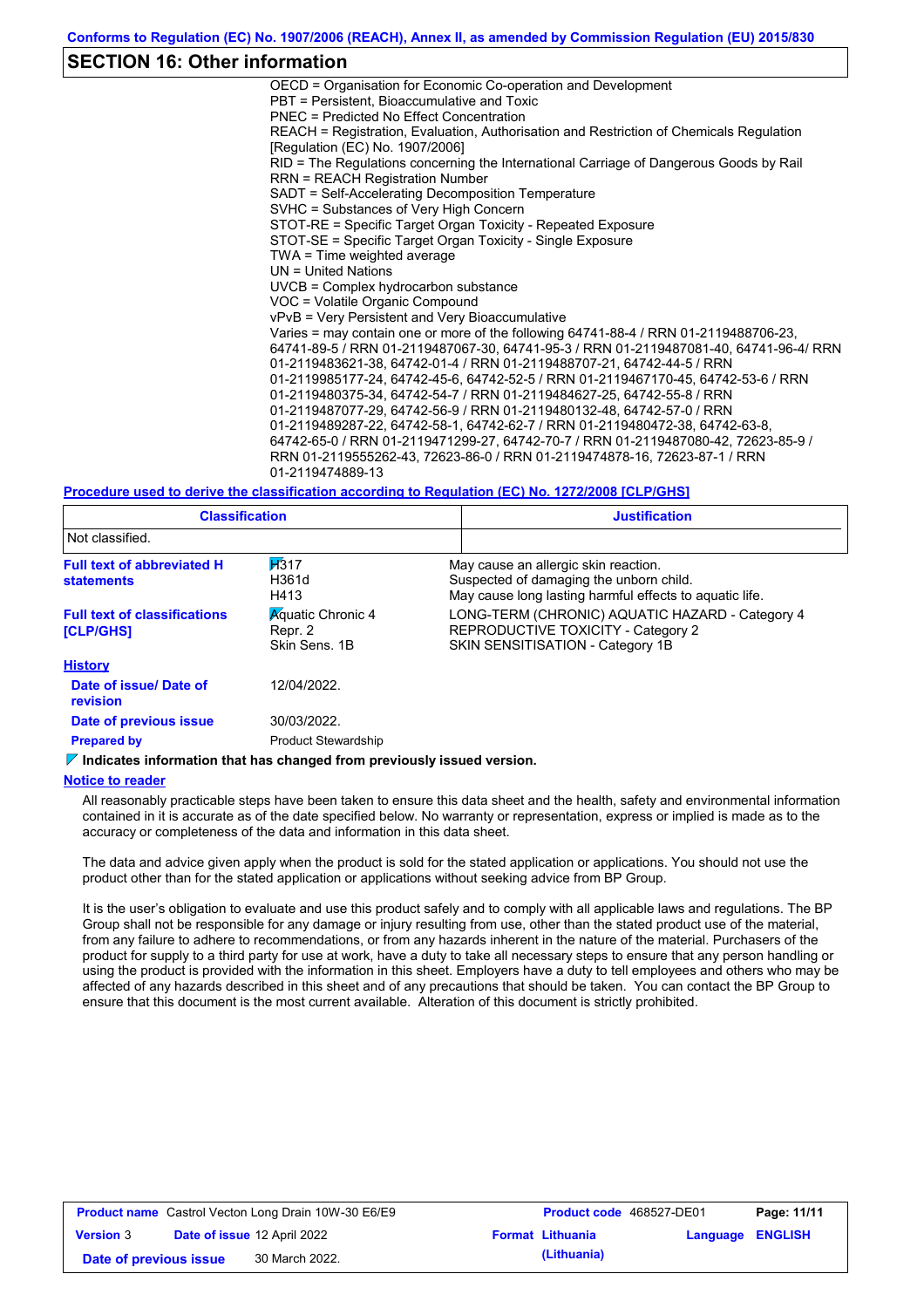## SECTION 16: Other information

OECD = Organisation for Economic Co-operation and Development
PBT = Persistent, Bioaccumulative and Toxic
PNEC = Predicted No Effect Concentration
REACH = Registration, Evaluation, Authorisation and Restriction of Chemicals Regulation [Regulation (EC) No. 1907/2006]
RID = The Regulations concerning the International Carriage of Dangerous Goods by Rail
RRN = REACH Registration Number
SADT = Self-Accelerating Decomposition Temperature
SVHC = Substances of Very High Concern
STOT-RE = Specific Target Organ Toxicity - Repeated Exposure
STOT-SE = Specific Target Organ Toxicity - Single Exposure
TWA = Time weighted average
UN = United Nations
UVCB = Complex hydrocarbon substance
VOC = Volatile Organic Compound
vPvB = Very Persistent and Very Bioaccumulative
Varies = may contain one or more of the following 64741-88-4 / RRN 01-2119488706-23, 64741-89-5 / RRN 01-2119487067-30, 64741-95-3 / RRN 01-2119487081-40, 64741-96-4/ RRN 01-2119483621-38, 64742-01-4 / RRN 01-2119488707-21, 64742-44-5 / RRN 01-2119985177-24, 64742-45-6, 64742-52-5 / RRN 01-2119467170-45, 64742-53-6 / RRN 01-2119480375-34, 64742-54-7 / RRN 01-2119484627-25, 64742-55-8 / RRN 01-2119487077-29, 64742-56-9 / RRN 01-2119480132-48, 64742-57-0 / RRN 01-2119489287-22, 64742-58-1, 64742-62-7 / RRN 01-2119480472-38, 64742-63-8, 64742-65-0 / RRN 01-2119471299-27, 64742-70-7 / RRN 01-2119487080-42, 72623-85-9 / RRN 01-2119555262-43, 72623-86-0 / RRN 01-2119474878-16, 72623-87-1 / RRN 01-2119474889-13

**Procedure used to derive the classification according to Regulation (EC) No. 1272/2008 [CLP/GHS]**

| Classification | Justification |
|---|---|
| Not classified. | |

**Full text of abbreviated H statements**

| | |
|---|---|
| H317 | May cause an allergic skin reaction. |
| H361d | Suspected of damaging the unborn child. |
| H413 | May cause long lasting harmful effects to aquatic life. |

**Full text of classifications [CLP/GHS]**

| | |
|---|---|
| Aquatic Chronic 4 | LONG-TERM (CHRONIC) AQUATIC HAZARD - Category 4 |
| Repr. 2 | REPRODUCTIVE TOXICITY - Category 2 |
| Skin Sens. 1B | SKIN SENSITISATION - Category 1B |

**History**

**Date of issue/ Date of revision** 12/04/2022.

**Date of previous issue** 30/03/2022.

**Prepared by** Product Stewardship

**Indicates information that has changed from previously issued version.**

**Notice to reader**

All reasonably practicable steps have been taken to ensure this data sheet and the health, safety and environmental information contained in it is accurate as of the date specified below. No warranty or representation, express or implied is made as to the accuracy or completeness of the data and information in this data sheet.

The data and advice given apply when the product is sold for the stated application or applications. You should not use the product other than for the stated application or applications without seeking advice from BP Group.

It is the user's obligation to evaluate and use this product safely and to comply with all applicable laws and regulations. The BP Group shall not be responsible for any damage or injury resulting from use, other than the stated product use of the material, from any failure to adhere to recommendations, or from any hazards inherent in the nature of the material. Purchasers of the product for supply to a third party for use at work, have a duty to take all necessary steps to ensure that any person handling or using the product is provided with the information in this sheet. Employers have a duty to tell employees and others who may be affected of any hazards described in this sheet and of any precautions that should be taken. You can contact the BP Group to ensure that this document is the most current available. Alteration of this document is strictly prohibited.